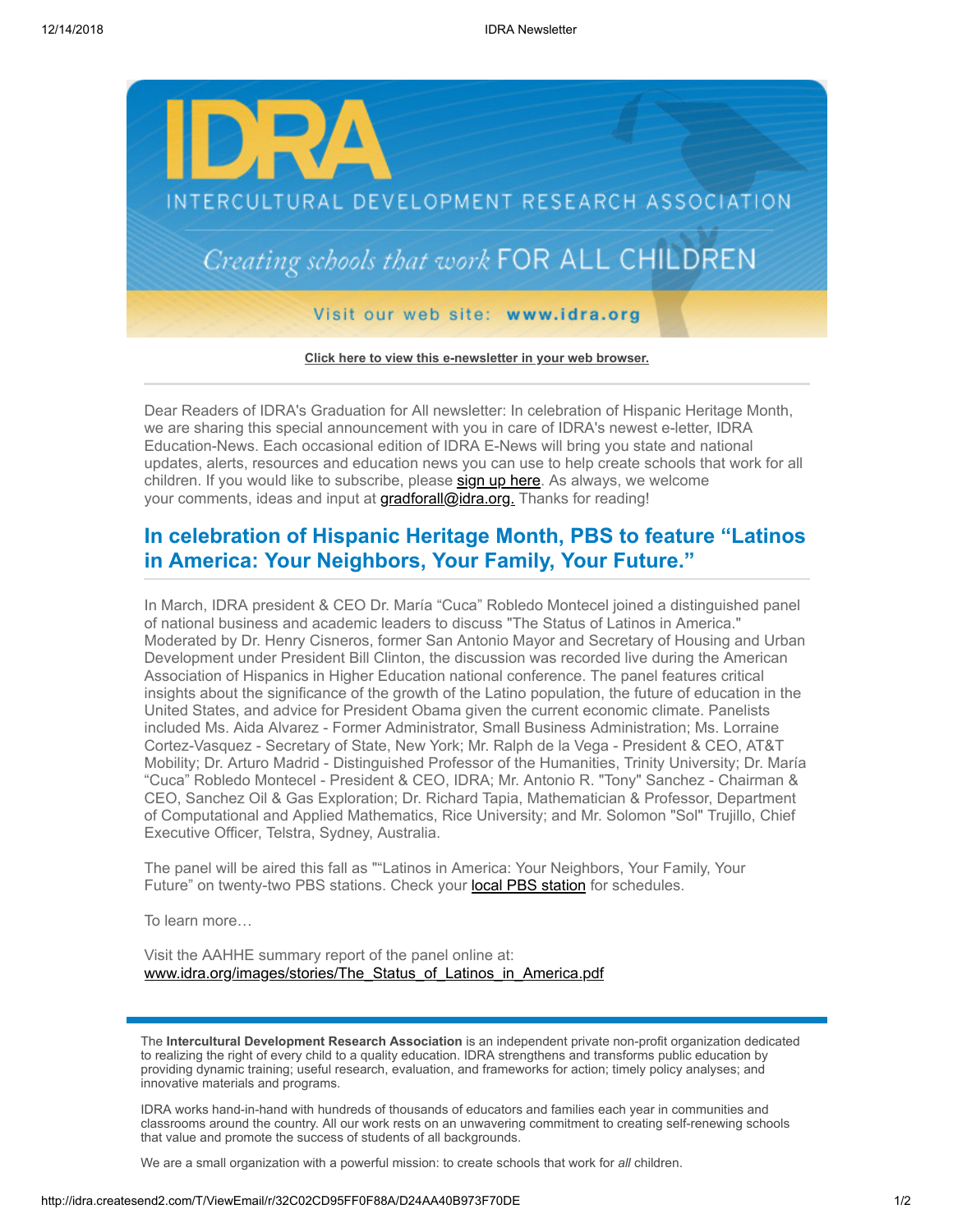# IDRA

INTERCULTURAL DEVELOPMENT RESEARCH ASSOCIATION

*Creating schools that work* FOR ALL CHILDREN

Visit our web site: **www.idra.org**

**Click here to view this e-newsletter in your web browser.**

---

Dear Readers of IDRA's Graduation for All newsletter: In celebration of Hispanic Heritage Month, we are sharing this special announcement with you in care of IDRA's newest e-letter, IDRA Education-News. Each occasional edition of IDRA E-News will bring you state and national updates, alerts, resources and education news you can use to help create schools that work for all children. If you would like to subscribe, please sign up here. As always, we welcome your comments, ideas and input at gradforall@idra.org. Thanks for reading!

## In celebration of Hispanic Heritage Month, PBS to feature "Latinos in America: Your Neighbors, Your Family, Your Future."

In March, IDRA president & CEO Dr. María "Cuca" Robledo Montecel joined a distinguished panel of national business and academic leaders to discuss "The Status of Latinos in America." Moderated by Dr. Henry Cisneros, former San Antonio Mayor and Secretary of Housing and Urban Development under President Bill Clinton, the discussion was recorded live during the American Association of Hispanics in Higher Education national conference. The panel features critical insights about the significance of the growth of the Latino population, the future of education in the United States, and advice for President Obama given the current economic climate. Panelists included Ms. Aida Alvarez - Former Administrator, Small Business Administration; Ms. Lorraine Cortez-Vasquez - Secretary of State, New York; Mr. Ralph de la Vega - President & CEO, AT&T Mobility; Dr. Arturo Madrid - Distinguished Professor of the Humanities, Trinity University; Dr. María "Cuca" Robledo Montecel - President & CEO, IDRA; Mr. Antonio R. "Tony" Sanchez - Chairman & CEO, Sanchez Oil & Gas Exploration; Dr. Richard Tapia, Mathematician & Professor, Department of Computational and Applied Mathematics, Rice University; and Mr. Solomon "Sol" Trujillo, Chief Executive Officer, Telstra, Sydney, Australia.

The panel will be aired this fall as ""Latinos in America: Your Neighbors, Your Family, Your Future" on twenty-two PBS stations. Check your local PBS station for schedules.

To learn more…

Visit the AAHHE summary report of the panel online at:
www.idra.org/images/stories/The_Status_of_Latinos_in_America.pdf

---

The **Intercultural Development Research Association** is an independent private non-profit organization dedicated to realizing the right of every child to a quality education. IDRA strengthens and transforms public education by providing dynamic training; useful research, evaluation, and frameworks for action; timely policy analyses; and innovative materials and programs.

IDRA works hand-in-hand with hundreds of thousands of educators and families each year in communities and classrooms around the country. All our work rests on an unwavering commitment to creating self-renewing schools that value and promote the success of students of all backgrounds.

We are a small organization with a powerful mission: to create schools that work for *all* children.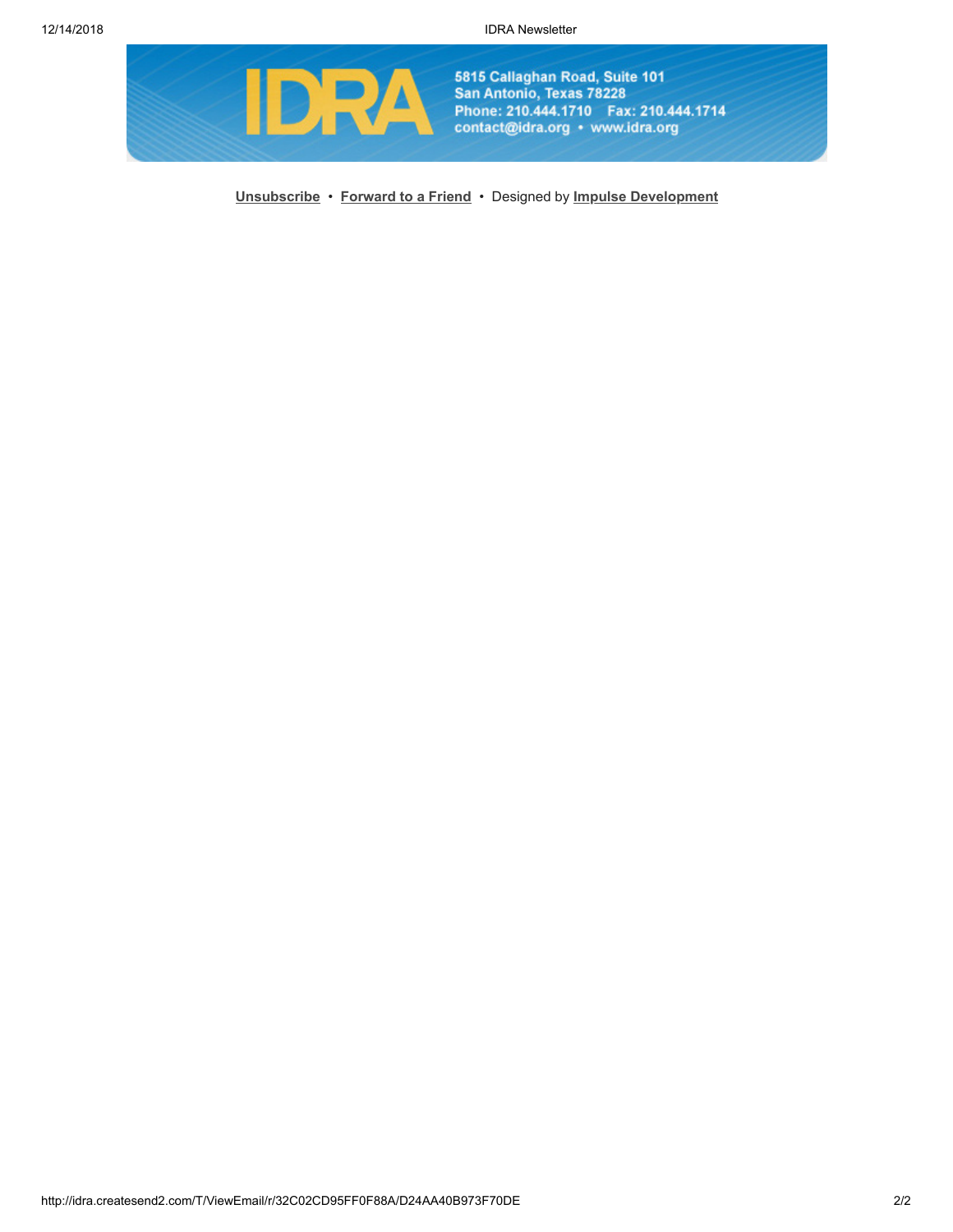IDRA

5815 Callaghan Road, Suite 101
San Antonio, Texas 78228
Phone: 210.444.1710 Fax: 210.444.1714
contact@idra.org • www.idra.org

**Unsubscribe** • **Forward to a Friend** • Designed by **Impulse Development**